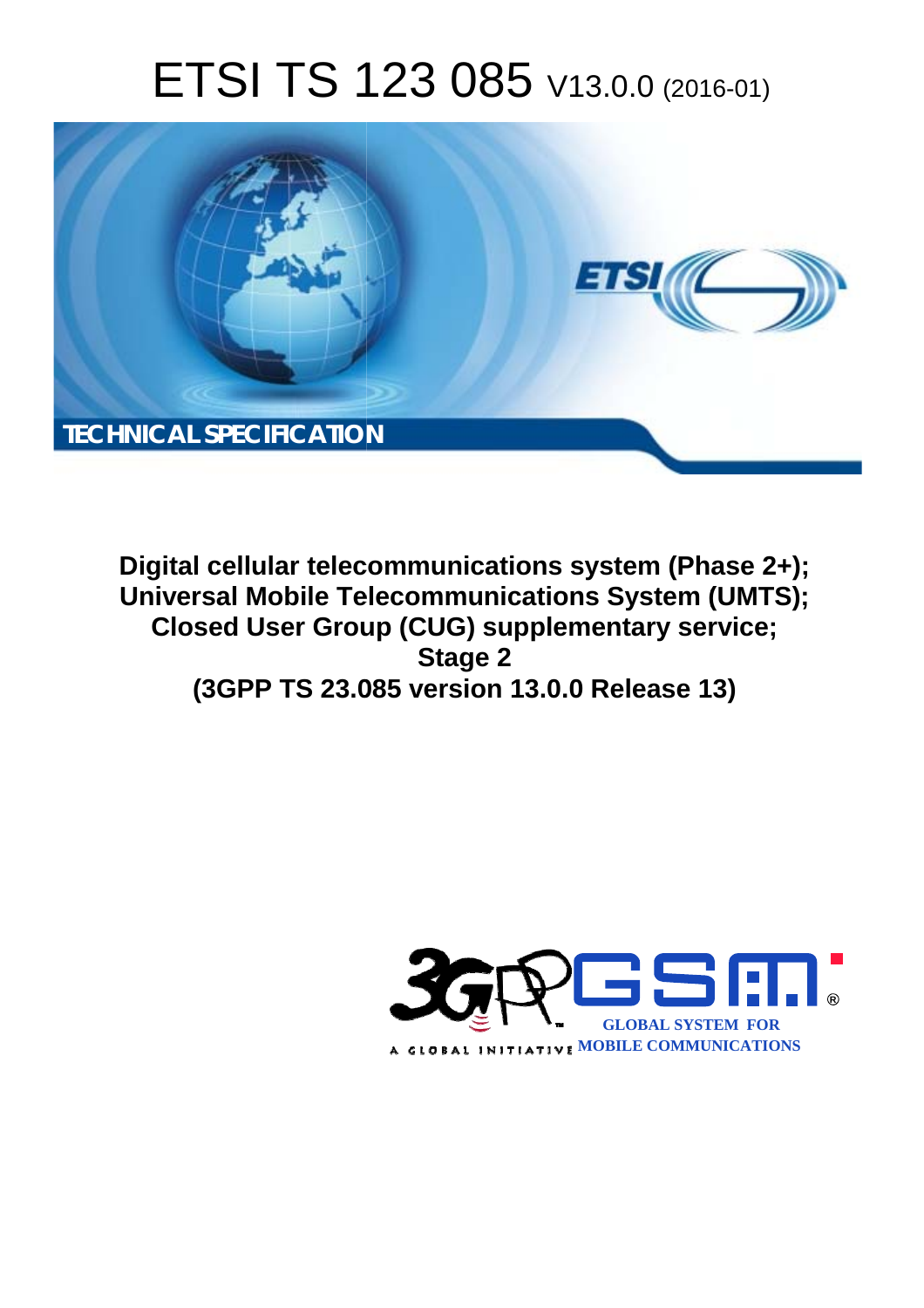# ETSI TS 123 085 V13.0.0 (2016-01)

TECHNICAL SPECIFICATION

**Digital cellular telecommunications system (Phase 2+); Universal Mobile Telecommunications System (UMTS); Closed User Group (CUG) supplementary service; Stage 2 (3GPP TS 23.085 version 13.0.0 Release 13)**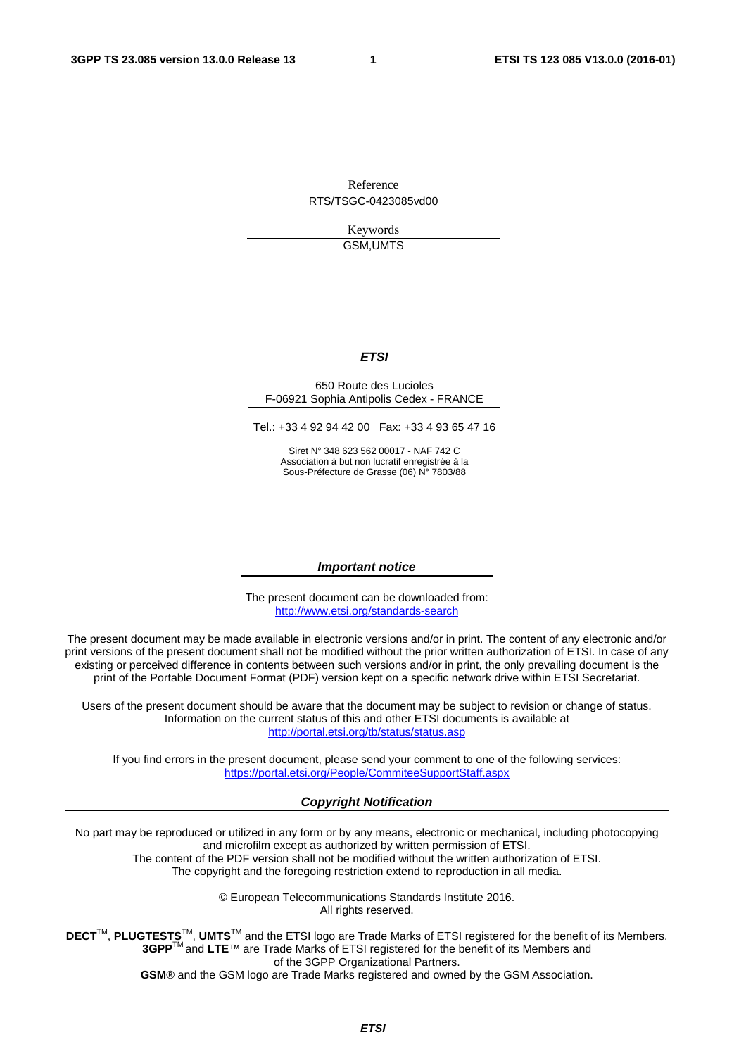Reference

RTS/TSGC-0423085vd00

Keywords

GSM,UMTS

***ETSI***

650 Route des Lucioles
F-06921 Sophia Antipolis Cedex - FRANCE

Tel.: +33 4 92 94 42 00 Fax: +33 4 93 65 47 16

Siret N° 348 623 562 00017 - NAF 742 C
Association à but non lucratif enregistrée à la
Sous-Préfecture de Grasse (06) N° 7803/88

***Important notice***

The present document can be downloaded from:
http://www.etsi.org/standards-search

The present document may be made available in electronic versions and/or in print. The content of any electronic and/or print versions of the present document shall not be modified without the prior written authorization of ETSI. In case of any existing or perceived difference in contents between such versions and/or in print, the only prevailing document is the print of the Portable Document Format (PDF) version kept on a specific network drive within ETSI Secretariat.

Users of the present document should be aware that the document may be subject to revision or change of status. Information on the current status of this and other ETSI documents is available at
http://portal.etsi.org/tb/status/status.asp

If you find errors in the present document, please send your comment to one of the following services:
https://portal.etsi.org/People/CommiteeSupportStaff.aspx

***Copyright Notification***

No part may be reproduced or utilized in any form or by any means, electronic or mechanical, including photocopying and microfilm except as authorized by written permission of ETSI.
The content of the PDF version shall not be modified without the written authorization of ETSI.
The copyright and the foregoing restriction extend to reproduction in all media.

© European Telecommunications Standards Institute 2016.
All rights reserved.

**DECT**™, **PLUGTESTS**™, **UMTS**™ and the ETSI logo are Trade Marks of ETSI registered for the benefit of its Members.
**3GPP**™ and **LTE**™ are Trade Marks of ETSI registered for the benefit of its Members and of the 3GPP Organizational Partners.
**GSM**® and the GSM logo are Trade Marks registered and owned by the GSM Association.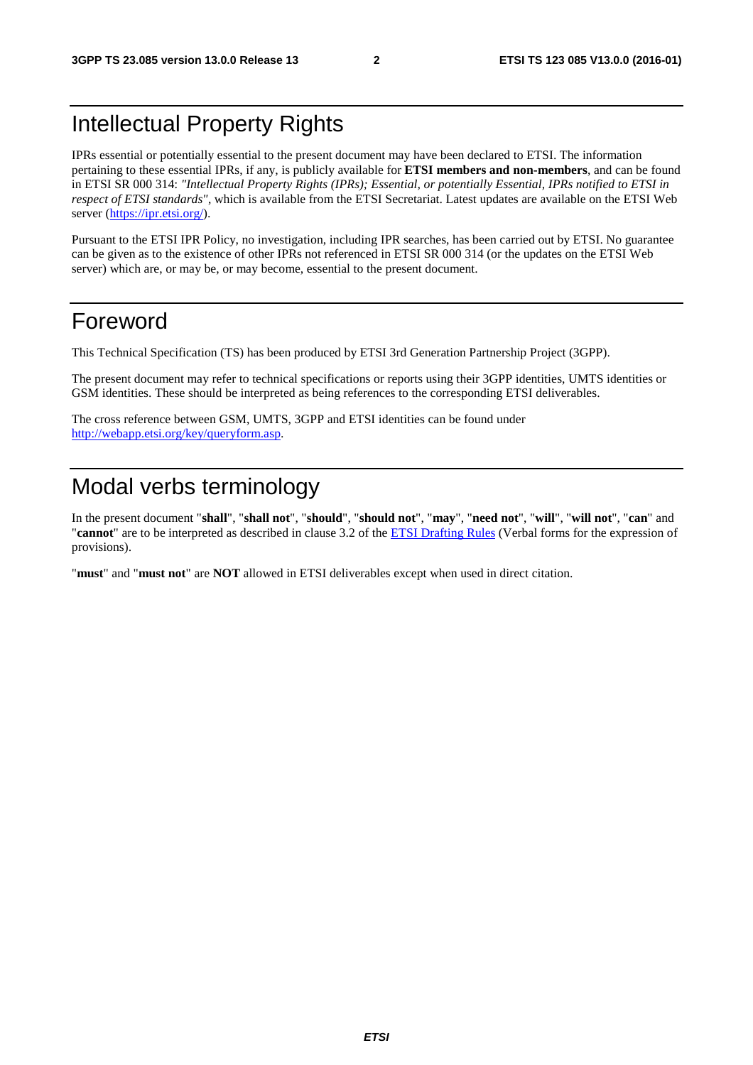# Intellectual Property Rights

IPRs essential or potentially essential to the present document may have been declared to ETSI. The information pertaining to these essential IPRs, if any, is publicly available for **ETSI members and non-members**, and can be found in ETSI SR 000 314: *"Intellectual Property Rights (IPRs); Essential, or potentially Essential, IPRs notified to ETSI in respect of ETSI standards"*, which is available from the ETSI Secretariat. Latest updates are available on the ETSI Web server (https://ipr.etsi.org/).

Pursuant to the ETSI IPR Policy, no investigation, including IPR searches, has been carried out by ETSI. No guarantee can be given as to the existence of other IPRs not referenced in ETSI SR 000 314 (or the updates on the ETSI Web server) which are, or may be, or may become, essential to the present document.

# Foreword

This Technical Specification (TS) has been produced by ETSI 3rd Generation Partnership Project (3GPP).

The present document may refer to technical specifications or reports using their 3GPP identities, UMTS identities or GSM identities. These should be interpreted as being references to the corresponding ETSI deliverables.

The cross reference between GSM, UMTS, 3GPP and ETSI identities can be found under http://webapp.etsi.org/key/queryform.asp.

# Modal verbs terminology

In the present document "**shall**", "**shall not**", "**should**", "**should not**", "**may**", "**need not**", "**will**", "**will not**", "**can**" and "**cannot**" are to be interpreted as described in clause 3.2 of the ETSI Drafting Rules (Verbal forms for the expression of provisions).

"**must**" and "**must not**" are **NOT** allowed in ETSI deliverables except when used in direct citation.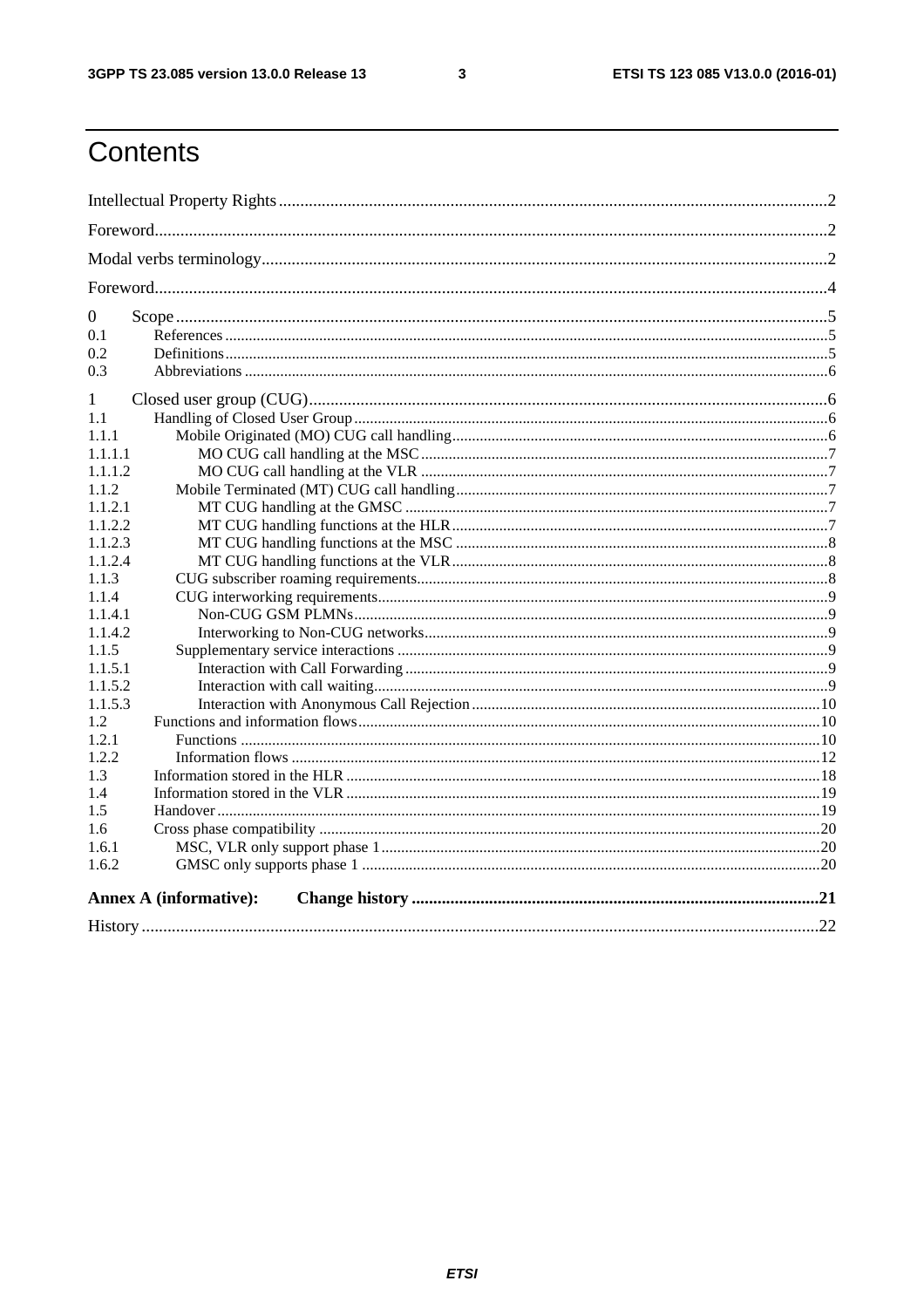# Contents

Intellectual Property Rights ........................................................ 2

Foreword ........................................................ 2

Modal verbs terminology ........................................................ 2

Foreword ........................................................ 4

0 Scope ........................................................ 5

0.1 References ........................................................ 5

0.2 Definitions ........................................................ 5

0.3 Abbreviations ........................................................ 6

1 Closed user group (CUG) ........................................................ 6

1.1 Handling of Closed User Group ........................................................ 6

1.1.1 Mobile Originated (MO) CUG call handling ........................................................ 6

1.1.1.1 MO CUG call handling at the MSC ........................................................ 7

1.1.1.2 MO CUG call handling at the VLR ........................................................ 7

1.1.2 Mobile Terminated (MT) CUG call handling ........................................................ 7

1.1.2.1 MT CUG handling at the GMSC ........................................................ 7

1.1.2.2 MT CUG handling functions at the HLR ........................................................ 7

1.1.2.3 MT CUG handling functions at the MSC ........................................................ 8

1.1.2.4 MT CUG handling functions at the VLR ........................................................ 8

1.1.3 CUG subscriber roaming requirements ........................................................ 8

1.1.4 CUG interworking requirements ........................................................ 9

1.1.4.1 Non-CUG GSM PLMNs ........................................................ 9

1.1.4.2 Interworking to Non-CUG networks ........................................................ 9

1.1.5 Supplementary service interactions ........................................................ 9

1.1.5.1 Interaction with Call Forwarding ........................................................ 9

1.1.5.2 Interaction with call waiting ........................................................ 9

1.1.5.3 Interaction with Anonymous Call Rejection ........................................................ 10

1.2 Functions and information flows ........................................................ 10

1.2.1 Functions ........................................................ 10

1.2.2 Information flows ........................................................ 12

1.3 Information stored in the HLR ........................................................ 18

1.4 Information stored in the VLR ........................................................ 19

1.5 Handover ........................................................ 19

1.6 Cross phase compatibility ........................................................ 20

1.6.1 MSC, VLR only support phase 1 ........................................................ 20

1.6.2 GMSC only supports phase 1 ........................................................ 20

**Annex A (informative): Change history** ........................................................ **21**

History ........................................................ 22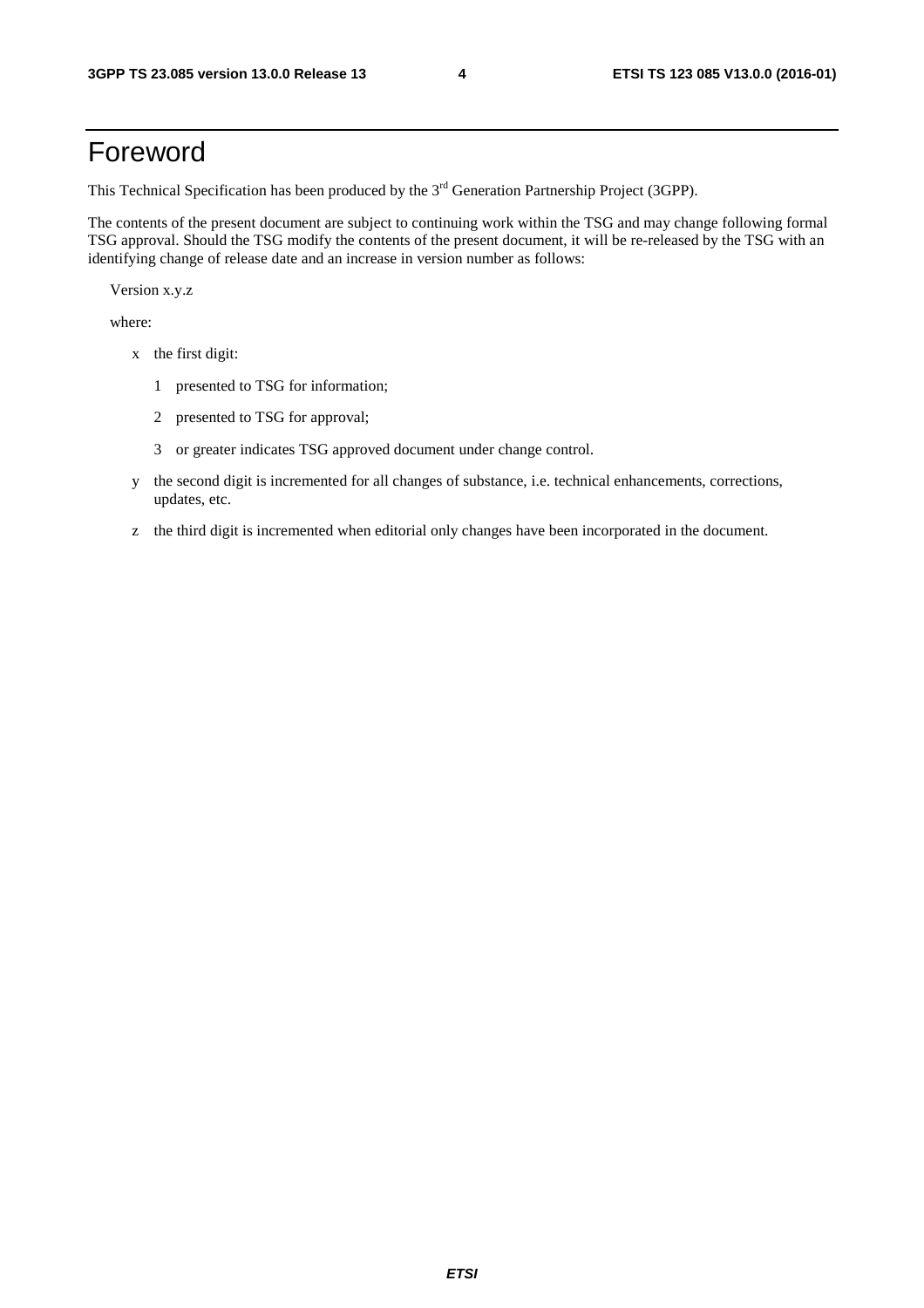# Foreword

This Technical Specification has been produced by the 3rd Generation Partnership Project (3GPP).

The contents of the present document are subject to continuing work within the TSG and may change following formal TSG approval. Should the TSG modify the contents of the present document, it will be re-released by the TSG with an identifying change of release date and an increase in version number as follows:

Version x.y.z

where:

- x the first digit:
  - 1 presented to TSG for information;
  - 2 presented to TSG for approval;
  - 3 or greater indicates TSG approved document under change control.
- y the second digit is incremented for all changes of substance, i.e. technical enhancements, corrections, updates, etc.
- z the third digit is incremented when editorial only changes have been incorporated in the document.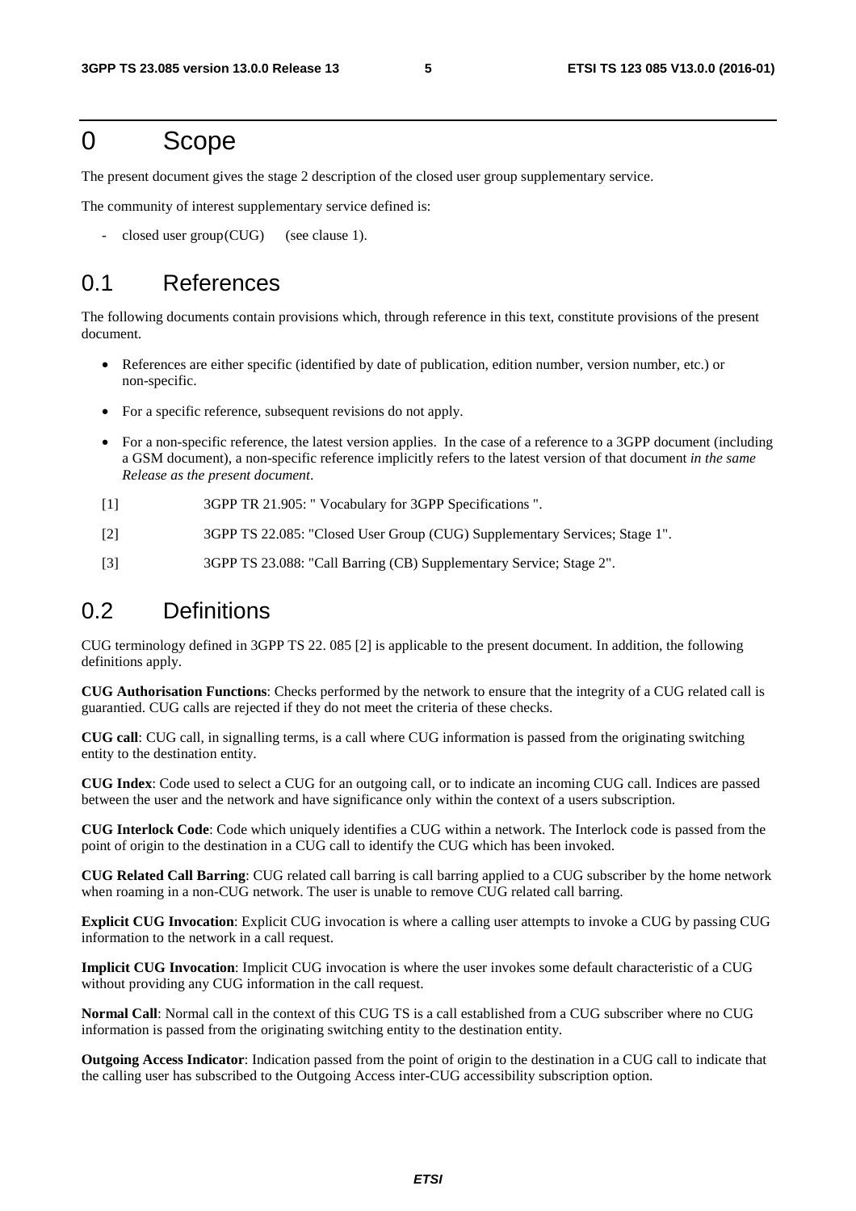# 0 Scope

The present document gives the stage 2 description of the closed user group supplementary service.

The community of interest supplementary service defined is:

- closed user group(CUG) (see clause 1).

## 0.1 References

The following documents contain provisions which, through reference in this text, constitute provisions of the present document.

- References are either specific (identified by date of publication, edition number, version number, etc.) or non-specific.
- For a specific reference, subsequent revisions do not apply.
- For a non-specific reference, the latest version applies. In the case of a reference to a 3GPP document (including a GSM document), a non-specific reference implicitly refers to the latest version of that document *in the same Release as the present document*.

[1] 3GPP TR 21.905: " Vocabulary for 3GPP Specifications ".

[2] 3GPP TS 22.085: "Closed User Group (CUG) Supplementary Services; Stage 1".

[3] 3GPP TS 23.088: "Call Barring (CB) Supplementary Service; Stage 2".

## 0.2 Definitions

CUG terminology defined in 3GPP TS 22. 085 [2] is applicable to the present document. In addition, the following definitions apply.

**CUG Authorisation Functions**: Checks performed by the network to ensure that the integrity of a CUG related call is guarantied. CUG calls are rejected if they do not meet the criteria of these checks.

**CUG call**: CUG call, in signalling terms, is a call where CUG information is passed from the originating switching entity to the destination entity.

**CUG Index**: Code used to select a CUG for an outgoing call, or to indicate an incoming CUG call. Indices are passed between the user and the network and have significance only within the context of a users subscription.

**CUG Interlock Code**: Code which uniquely identifies a CUG within a network. The Interlock code is passed from the point of origin to the destination in a CUG call to identify the CUG which has been invoked.

**CUG Related Call Barring**: CUG related call barring is call barring applied to a CUG subscriber by the home network when roaming in a non-CUG network. The user is unable to remove CUG related call barring.

**Explicit CUG Invocation**: Explicit CUG invocation is where a calling user attempts to invoke a CUG by passing CUG information to the network in a call request.

**Implicit CUG Invocation**: Implicit CUG invocation is where the user invokes some default characteristic of a CUG without providing any CUG information in the call request.

**Normal Call**: Normal call in the context of this CUG TS is a call established from a CUG subscriber where no CUG information is passed from the originating switching entity to the destination entity.

**Outgoing Access Indicator**: Indication passed from the point of origin to the destination in a CUG call to indicate that the calling user has subscribed to the Outgoing Access inter-CUG accessibility subscription option.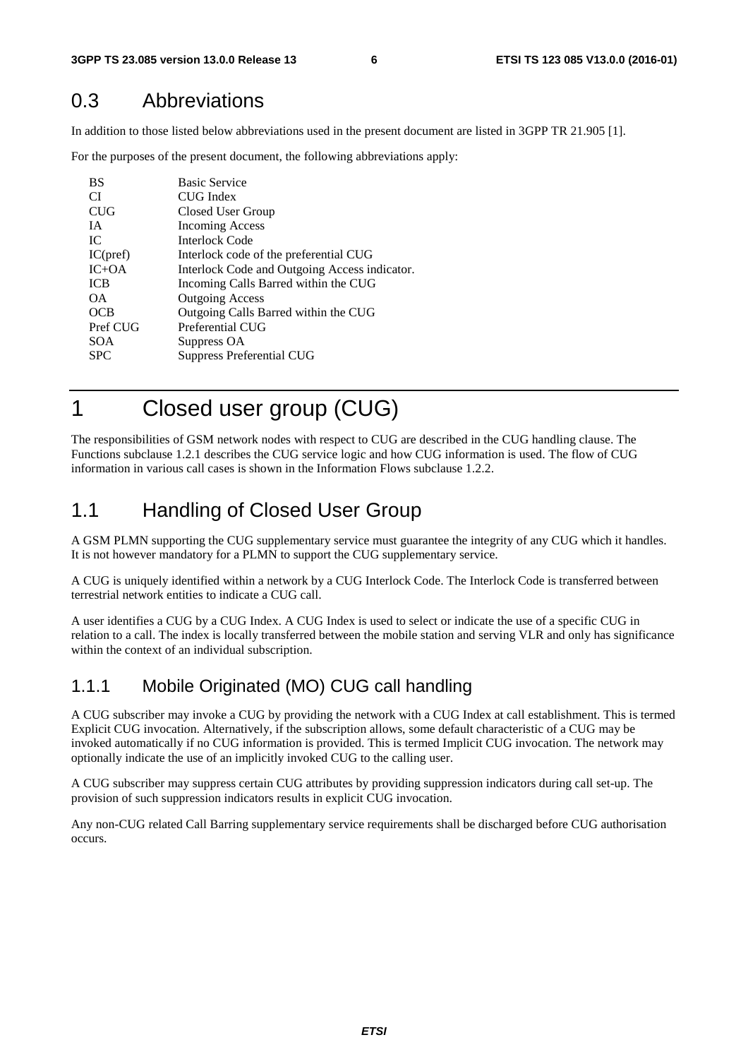## 0.3 Abbreviations

In addition to those listed below abbreviations used in the present document are listed in 3GPP TR 21.905 [1].

For the purposes of the present document, the following abbreviations apply:

| | |
|---|---|
| BS | Basic Service |
| CI | CUG Index |
| CUG | Closed User Group |
| IA | Incoming Access |
| IC | Interlock Code |
| IC(pref) | Interlock code of the preferential CUG |
| IC+OA | Interlock Code and Outgoing Access indicator. |
| ICB | Incoming Calls Barred within the CUG |
| OA | Outgoing Access |
| OCB | Outgoing Calls Barred within the CUG |
| Pref CUG | Preferential CUG |
| SOA | Suppress OA |
| SPC | Suppress Preferential CUG |

# 1 Closed user group (CUG)

The responsibilities of GSM network nodes with respect to CUG are described in the CUG handling clause. The Functions subclause 1.2.1 describes the CUG service logic and how CUG information is used. The flow of CUG information in various call cases is shown in the Information Flows subclause 1.2.2.

## 1.1 Handling of Closed User Group

A GSM PLMN supporting the CUG supplementary service must guarantee the integrity of any CUG which it handles. It is not however mandatory for a PLMN to support the CUG supplementary service.

A CUG is uniquely identified within a network by a CUG Interlock Code. The Interlock Code is transferred between terrestrial network entities to indicate a CUG call.

A user identifies a CUG by a CUG Index. A CUG Index is used to select or indicate the use of a specific CUG in relation to a call. The index is locally transferred between the mobile station and serving VLR and only has significance within the context of an individual subscription.

### 1.1.1 Mobile Originated (MO) CUG call handling

A CUG subscriber may invoke a CUG by providing the network with a CUG Index at call establishment. This is termed Explicit CUG invocation. Alternatively, if the subscription allows, some default characteristic of a CUG may be invoked automatically if no CUG information is provided. This is termed Implicit CUG invocation. The network may optionally indicate the use of an implicitly invoked CUG to the calling user.

A CUG subscriber may suppress certain CUG attributes by providing suppression indicators during call set-up. The provision of such suppression indicators results in explicit CUG invocation.

Any non-CUG related Call Barring supplementary service requirements shall be discharged before CUG authorisation occurs.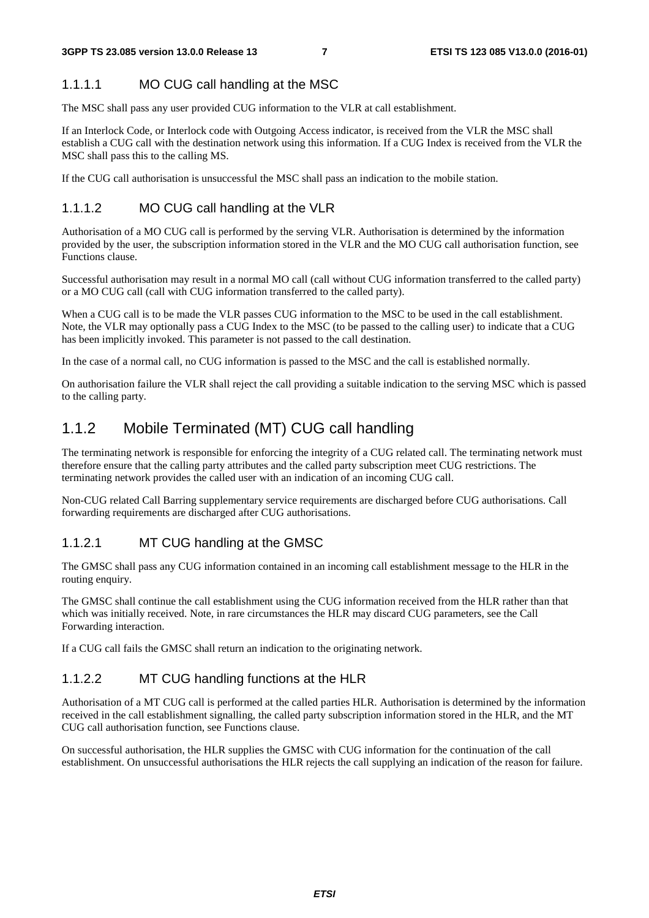#### 1.1.1.1 MO CUG call handling at the MSC

The MSC shall pass any user provided CUG information to the VLR at call establishment.

If an Interlock Code, or Interlock code with Outgoing Access indicator, is received from the VLR the MSC shall establish a CUG call with the destination network using this information. If a CUG Index is received from the VLR the MSC shall pass this to the calling MS.

If the CUG call authorisation is unsuccessful the MSC shall pass an indication to the mobile station.

#### 1.1.1.2 MO CUG call handling at the VLR

Authorisation of a MO CUG call is performed by the serving VLR. Authorisation is determined by the information provided by the user, the subscription information stored in the VLR and the MO CUG call authorisation function, see Functions clause.

Successful authorisation may result in a normal MO call (call without CUG information transferred to the called party) or a MO CUG call (call with CUG information transferred to the called party).

When a CUG call is to be made the VLR passes CUG information to the MSC to be used in the call establishment. Note, the VLR may optionally pass a CUG Index to the MSC (to be passed to the calling user) to indicate that a CUG has been implicitly invoked. This parameter is not passed to the call destination.

In the case of a normal call, no CUG information is passed to the MSC and the call is established normally.

On authorisation failure the VLR shall reject the call providing a suitable indication to the serving MSC which is passed to the calling party.

### 1.1.2 Mobile Terminated (MT) CUG call handling

The terminating network is responsible for enforcing the integrity of a CUG related call. The terminating network must therefore ensure that the calling party attributes and the called party subscription meet CUG restrictions. The terminating network provides the called user with an indication of an incoming CUG call.

Non-CUG related Call Barring supplementary service requirements are discharged before CUG authorisations. Call forwarding requirements are discharged after CUG authorisations.

#### 1.1.2.1 MT CUG handling at the GMSC

The GMSC shall pass any CUG information contained in an incoming call establishment message to the HLR in the routing enquiry.

The GMSC shall continue the call establishment using the CUG information received from the HLR rather than that which was initially received. Note, in rare circumstances the HLR may discard CUG parameters, see the Call Forwarding interaction.

If a CUG call fails the GMSC shall return an indication to the originating network.

#### 1.1.2.2 MT CUG handling functions at the HLR

Authorisation of a MT CUG call is performed at the called parties HLR. Authorisation is determined by the information received in the call establishment signalling, the called party subscription information stored in the HLR, and the MT CUG call authorisation function, see Functions clause.

On successful authorisation, the HLR supplies the GMSC with CUG information for the continuation of the call establishment. On unsuccessful authorisations the HLR rejects the call supplying an indication of the reason for failure.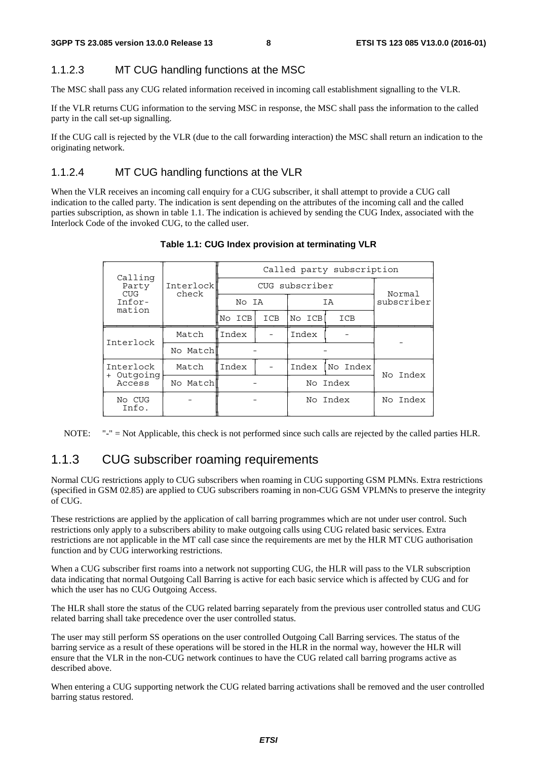### 1.1.2.3 MT CUG handling functions at the MSC

The MSC shall pass any CUG related information received in incoming call establishment signalling to the VLR.

If the VLR returns CUG information to the serving MSC in response, the MSC shall pass the information to the called party in the call set-up signalling.

If the CUG call is rejected by the VLR (due to the call forwarding interaction) the MSC shall return an indication to the originating network.

### 1.1.2.4 MT CUG handling functions at the VLR

When the VLR receives an incoming call enquiry for a CUG subscriber, it shall attempt to provide a CUG call indication to the called party. The indication is sent depending on the attributes of the incoming call and the called parties subscription, as shown in table 1.1. The indication is achieved by sending the CUG Index, associated with the Interlock Code of the invoked CUG, to the called user.

**Table 1.1: CUG Index provision at terminating VLR**

| Calling Party CUG Infor-mation | Interlock check | Called party subscription | | | | |
|---|---|---|---|---|---|---|
| | | CUG subscriber | | | | Normal subscriber |
| | | No IA | | IA | | |
| | | No ICB | ICB | No ICB | ICB | |
| Interlock | Match | Index | - | Index | - | - |
| | No Match | - | | - | | |
| Interlock + Outgoing Access | Match | Index | - | Index | No Index | No Index |
| | No Match | - | | No Index | | |
| No CUG Info. | - | - | | No Index | | No Index |

NOTE: "-" = Not Applicable, this check is not performed since such calls are rejected by the called parties HLR.

## 1.1.3 CUG subscriber roaming requirements

Normal CUG restrictions apply to CUG subscribers when roaming in CUG supporting GSM PLMNs. Extra restrictions (specified in GSM 02.85) are applied to CUG subscribers roaming in non-CUG GSM VPLMNs to preserve the integrity of CUG.

These restrictions are applied by the application of call barring programmes which are not under user control. Such restrictions only apply to a subscribers ability to make outgoing calls using CUG related basic services. Extra restrictions are not applicable in the MT call case since the requirements are met by the HLR MT CUG authorisation function and by CUG interworking restrictions.

When a CUG subscriber first roams into a network not supporting CUG, the HLR will pass to the VLR subscription data indicating that normal Outgoing Call Barring is active for each basic service which is affected by CUG and for which the user has no CUG Outgoing Access.

The HLR shall store the status of the CUG related barring separately from the previous user controlled status and CUG related barring shall take precedence over the user controlled status.

The user may still perform SS operations on the user controlled Outgoing Call Barring services. The status of the barring service as a result of these operations will be stored in the HLR in the normal way, however the HLR will ensure that the VLR in the non-CUG network continues to have the CUG related call barring programs active as described above.

When entering a CUG supporting network the CUG related barring activations shall be removed and the user controlled barring status restored.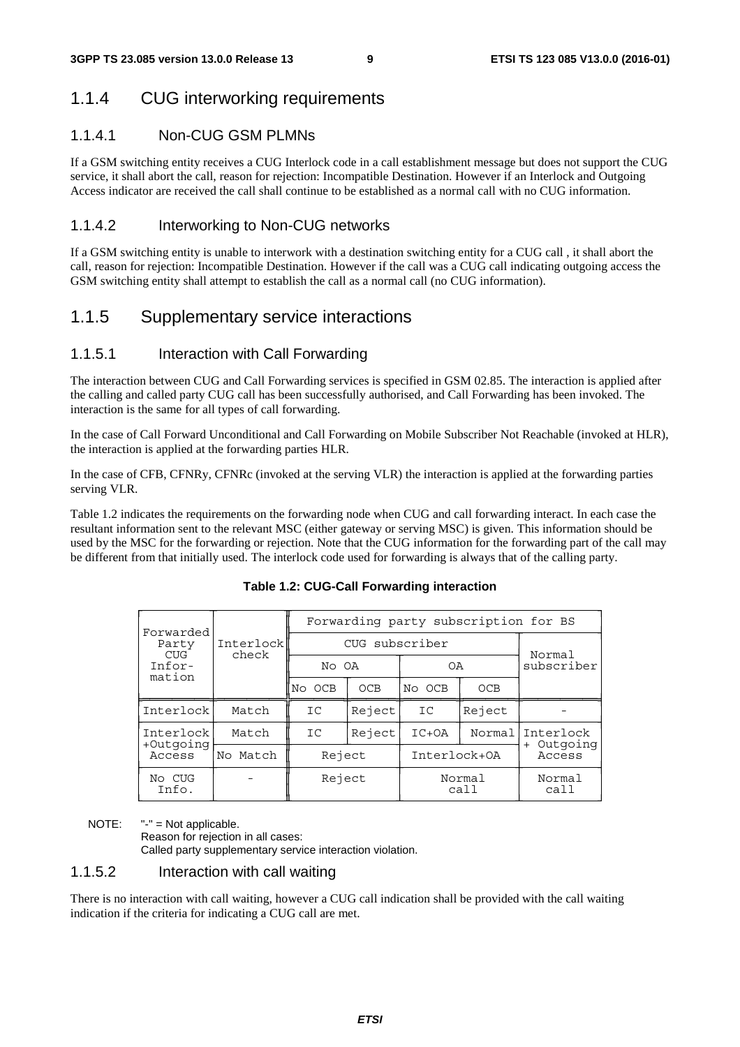### 1.1.4 CUG interworking requirements

#### 1.1.4.1 Non-CUG GSM PLMNs

If a GSM switching entity receives a CUG Interlock code in a call establishment message but does not support the CUG service, it shall abort the call, reason for rejection: Incompatible Destination. However if an Interlock and Outgoing Access indicator are received the call shall continue to be established as a normal call with no CUG information.

#### 1.1.4.2 Interworking to Non-CUG networks

If a GSM switching entity is unable to interwork with a destination switching entity for a CUG call , it shall abort the call, reason for rejection: Incompatible Destination. However if the call was a CUG call indicating outgoing access the GSM switching entity shall attempt to establish the call as a normal call (no CUG information).

### 1.1.5 Supplementary service interactions

#### 1.1.5.1 Interaction with Call Forwarding

The interaction between CUG and Call Forwarding services is specified in GSM 02.85. The interaction is applied after the calling and called party CUG call has been successfully authorised, and Call Forwarding has been invoked. The interaction is the same for all types of call forwarding.

In the case of Call Forward Unconditional and Call Forwarding on Mobile Subscriber Not Reachable (invoked at HLR), the interaction is applied at the forwarding parties HLR.

In the case of CFB, CFNRy, CFNRc (invoked at the serving VLR) the interaction is applied at the forwarding parties serving VLR.

Table 1.2 indicates the requirements on the forwarding node when CUG and call forwarding interact. In each case the resultant information sent to the relevant MSC (either gateway or serving MSC) is given. This information should be used by the MSC for the forwarding or rejection. Note that the CUG information for the forwarding part of the call may be different from that initially used. The interlock code used for forwarding is always that of the calling party.

**Table 1.2: CUG-Call Forwarding interaction**

| Forwarded Party CUG Infor-mation | Interlock check | Forwarding party subscription for BS | | | | |
|---|---|---|---|---|---|---|
| | | CUG subscriber | | | | Normal subscriber |
| | | No OA | | OA | | |
| | | No OCB | OCB | No OCB | OCB | |
| Interlock | Match | IC | Reject | IC | Reject | - |
| Interlock +Outgoing Access | Match | IC | Reject | IC+OA | Normal | Interlock + Outgoing Access |
| | No Match | Reject | | Interlock+OA | | |
| No CUG Info. | - | Reject | | Normal call | | Normal call |

NOTE: "-" = Not applicable.
Reason for rejection in all cases:
Called party supplementary service interaction violation.

#### 1.1.5.2 Interaction with call waiting

There is no interaction with call waiting, however a CUG call indication shall be provided with the call waiting indication if the criteria for indicating a CUG call are met.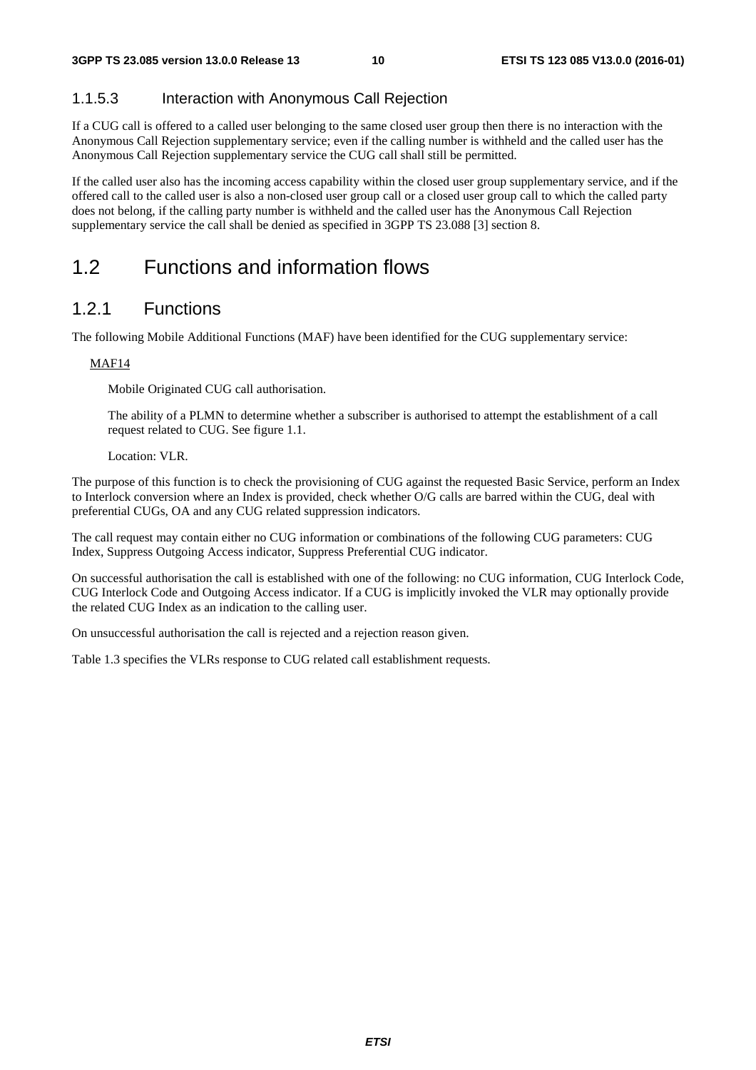#### 1.1.5.3 Interaction with Anonymous Call Rejection

If a CUG call is offered to a called user belonging to the same closed user group then there is no interaction with the Anonymous Call Rejection supplementary service; even if the calling number is withheld and the called user has the Anonymous Call Rejection supplementary service the CUG call shall still be permitted.

If the called user also has the incoming access capability within the closed user group supplementary service, and if the offered call to the called user is also a non-closed user group call or a closed user group call to which the called party does not belong, if the calling party number is withheld and the called user has the Anonymous Call Rejection supplementary service the call shall be denied as specified in 3GPP TS 23.088 [3] section 8.

## 1.2 Functions and information flows

### 1.2.1 Functions

The following Mobile Additional Functions (MAF) have been identified for the CUG supplementary service:

MAF14

Mobile Originated CUG call authorisation.

The ability of a PLMN to determine whether a subscriber is authorised to attempt the establishment of a call request related to CUG. See figure 1.1.

Location: VLR.

The purpose of this function is to check the provisioning of CUG against the requested Basic Service, perform an Index to Interlock conversion where an Index is provided, check whether O/G calls are barred within the CUG, deal with preferential CUGs, OA and any CUG related suppression indicators.

The call request may contain either no CUG information or combinations of the following CUG parameters: CUG Index, Suppress Outgoing Access indicator, Suppress Preferential CUG indicator.

On successful authorisation the call is established with one of the following: no CUG information, CUG Interlock Code, CUG Interlock Code and Outgoing Access indicator. If a CUG is implicitly invoked the VLR may optionally provide the related CUG Index as an indication to the calling user.

On unsuccessful authorisation the call is rejected and a rejection reason given.

Table 1.3 specifies the VLRs response to CUG related call establishment requests.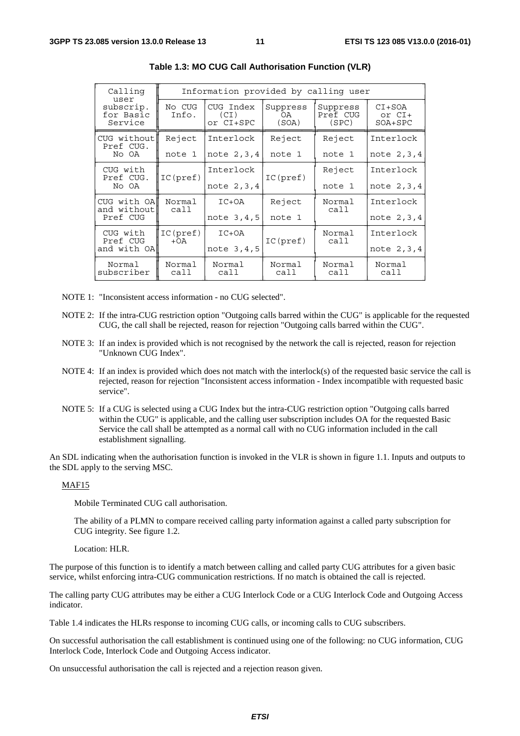**Table 1.3: MO CUG Call Authorisation Function (VLR)**

| Calling user subscrip. for Basic Service | Information provided by calling user | | | | |
|---|---|---|---|---|---|
| | No CUG Info. | CUG Index (CI) or CI+SPC | Suppress OA (SOA) | Suppress Pref CUG (SPC) | CI+SOA or CI+ SOA+SPC |
| CUG without Pref CUG. No OA | Reject note 1 | Interlock note 2,3,4 | Reject note 1 | Reject note 1 | Interlock note 2,3,4 |
| CUG with Pref CUG. No OA | IC(pref) | Interlock note 2,3,4 | IC(pref) | Reject note 1 | Interlock note 2,3,4 |
| CUG with OA and without Pref CUG | Normal call | IC+OA note 3,4,5 | Reject note 1 | Normal call | Interlock note 2,3,4 |
| CUG with Pref CUG and with OA | IC(pref) +OA | IC+OA note 3,4,5 | IC(pref) | Normal call | Interlock note 2,3,4 |
| Normal subscriber | Normal call | Normal call | Normal call | Normal call | Normal call |

NOTE 1: "Inconsistent access information - no CUG selected".

NOTE 2: If the intra-CUG restriction option "Outgoing calls barred within the CUG" is applicable for the requested CUG, the call shall be rejected, reason for rejection "Outgoing calls barred within the CUG".

NOTE 3: If an index is provided which is not recognised by the network the call is rejected, reason for rejection "Unknown CUG Index".

NOTE 4: If an index is provided which does not match with the interlock(s) of the requested basic service the call is rejected, reason for rejection "Inconsistent access information - Index incompatible with requested basic service".

NOTE 5: If a CUG is selected using a CUG Index but the intra-CUG restriction option "Outgoing calls barred within the CUG" is applicable, and the calling user subscription includes OA for the requested Basic Service the call shall be attempted as a normal call with no CUG information included in the call establishment signalling.

An SDL indicating when the authorisation function is invoked in the VLR is shown in figure 1.1. Inputs and outputs to the SDL apply to the serving MSC.

MAF15

Mobile Terminated CUG call authorisation.

The ability of a PLMN to compare received calling party information against a called party subscription for CUG integrity. See figure 1.2.

Location: HLR.

The purpose of this function is to identify a match between calling and called party CUG attributes for a given basic service, whilst enforcing intra-CUG communication restrictions. If no match is obtained the call is rejected.

The calling party CUG attributes may be either a CUG Interlock Code or a CUG Interlock Code and Outgoing Access indicator.

Table 1.4 indicates the HLRs response to incoming CUG calls, or incoming calls to CUG subscribers.

On successful authorisation the call establishment is continued using one of the following: no CUG information, CUG Interlock Code, Interlock Code and Outgoing Access indicator.

On unsuccessful authorisation the call is rejected and a rejection reason given.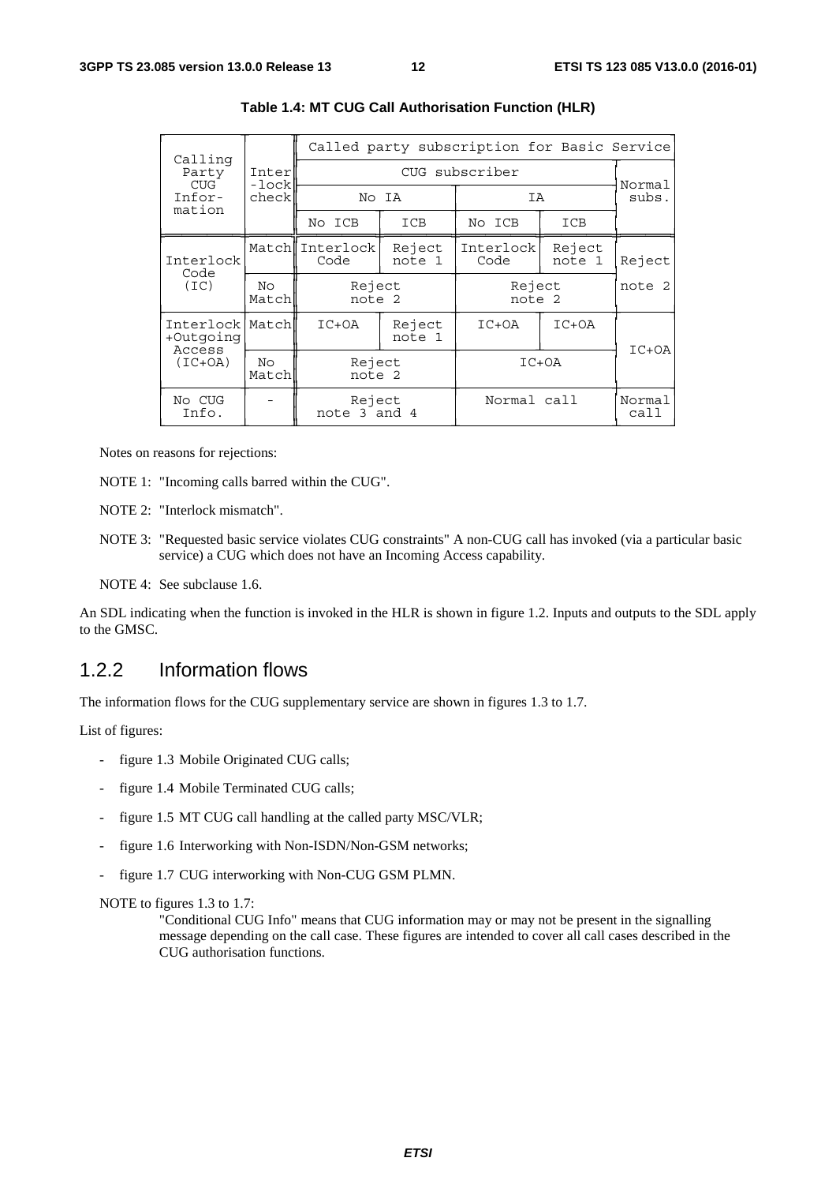**Table 1.4: MT CUG Call Authorisation Function (HLR)**

| Calling Party CUG Information | Interlock check | Called party subscription for Basic Service | | | | |
|---|---|---|---|---|---|---|
| | | CUG subscriber | | | | Normal subs. |
| | | No IA | | IA | | |
| | | No ICB | ICB | No ICB | ICB | |
| Interlock Code (IC) | Match | Interlock Code | Reject note 1 | Interlock Code | Reject note 1 | Reject note 2 |
| | No Match | Reject note 2 | | Reject note 2 | | |
| Interlock +Outgoing Access (IC+OA) | Match | IC+OA | Reject note 1 | IC+OA | IC+OA | IC+OA |
| | No Match | Reject note 2 | | IC+OA | | |
| No CUG Info. | - | Reject note 3 and 4 | | Normal call | | Normal call |

Notes on reasons for rejections:

NOTE 1: "Incoming calls barred within the CUG".

NOTE 2: "Interlock mismatch".

NOTE 3: "Requested basic service violates CUG constraints" A non-CUG call has invoked (via a particular basic service) a CUG which does not have an Incoming Access capability.

NOTE 4: See subclause 1.6.

An SDL indicating when the function is invoked in the HLR is shown in figure 1.2. Inputs and outputs to the SDL apply to the GMSC.

## 1.2.2 Information flows

The information flows for the CUG supplementary service are shown in figures 1.3 to 1.7.

List of figures:

- figure 1.3 Mobile Originated CUG calls;
- figure 1.4 Mobile Terminated CUG calls;
- figure 1.5 MT CUG call handling at the called party MSC/VLR;
- figure 1.6 Interworking with Non-ISDN/Non-GSM networks;
- figure 1.7 CUG interworking with Non-CUG GSM PLMN.

NOTE to figures 1.3 to 1.7:
"Conditional CUG Info" means that CUG information may or may not be present in the signalling message depending on the call case. These figures are intended to cover all call cases described in the CUG authorisation functions.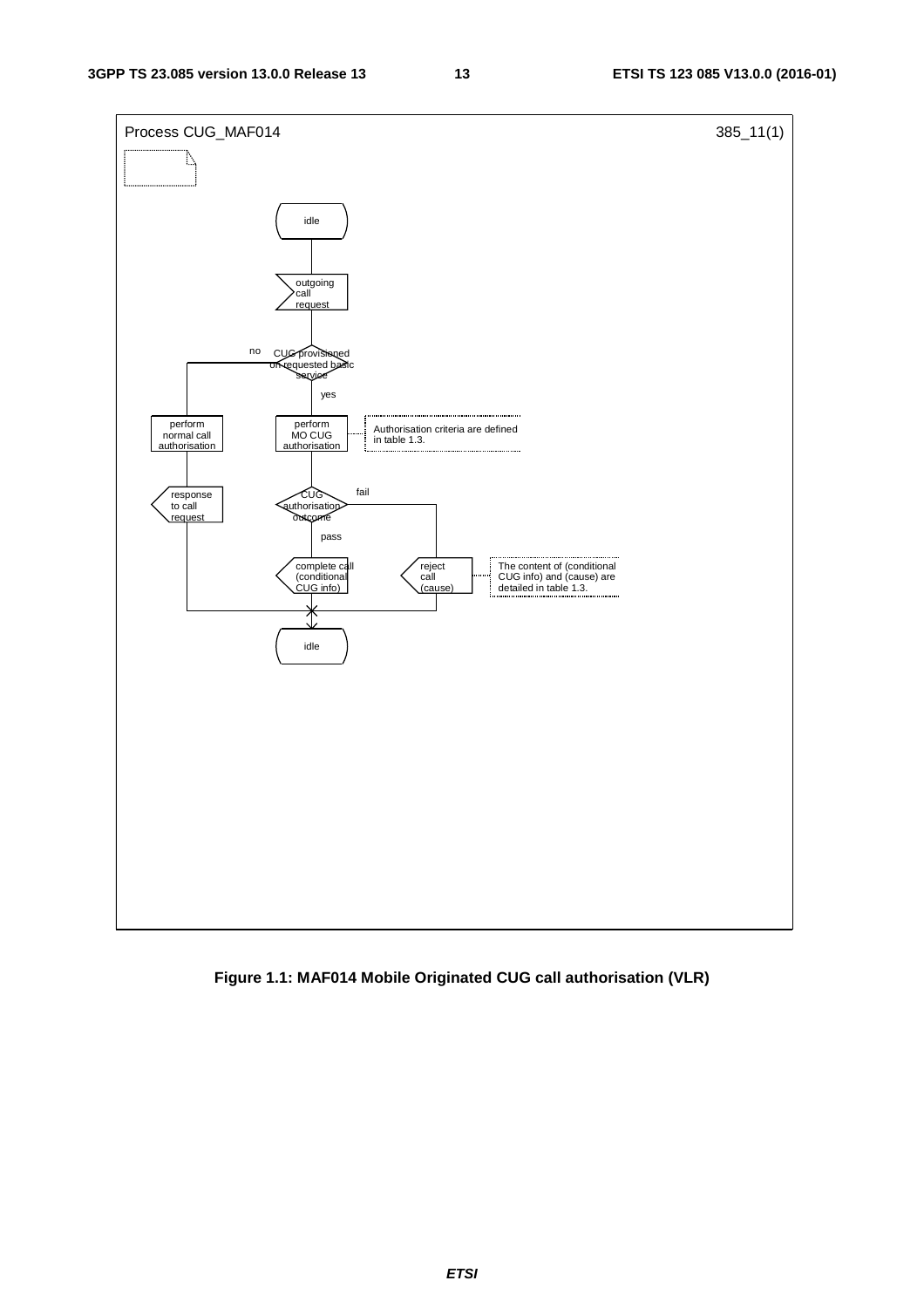Process CUG_MAF014 385_11(1)

```
idle
  |
outgoing call request
  |
CUG provisioned on requested basic service?
  no  -> perform normal call authorisation -> response to call request -> idle
  yes -> perform MO CUG authorisation   [Authorisation criteria are defined in table 1.3.]
           |
         CUG authorisation outcome?
           pass -> complete call (conditional CUG info) -> idle
           fail -> reject call (cause) -> idle   [The content of (conditional CUG info) and (cause) are detailed in table 1.3.]
```

**Figure 1.1: MAF014 Mobile Originated CUG call authorisation (VLR)**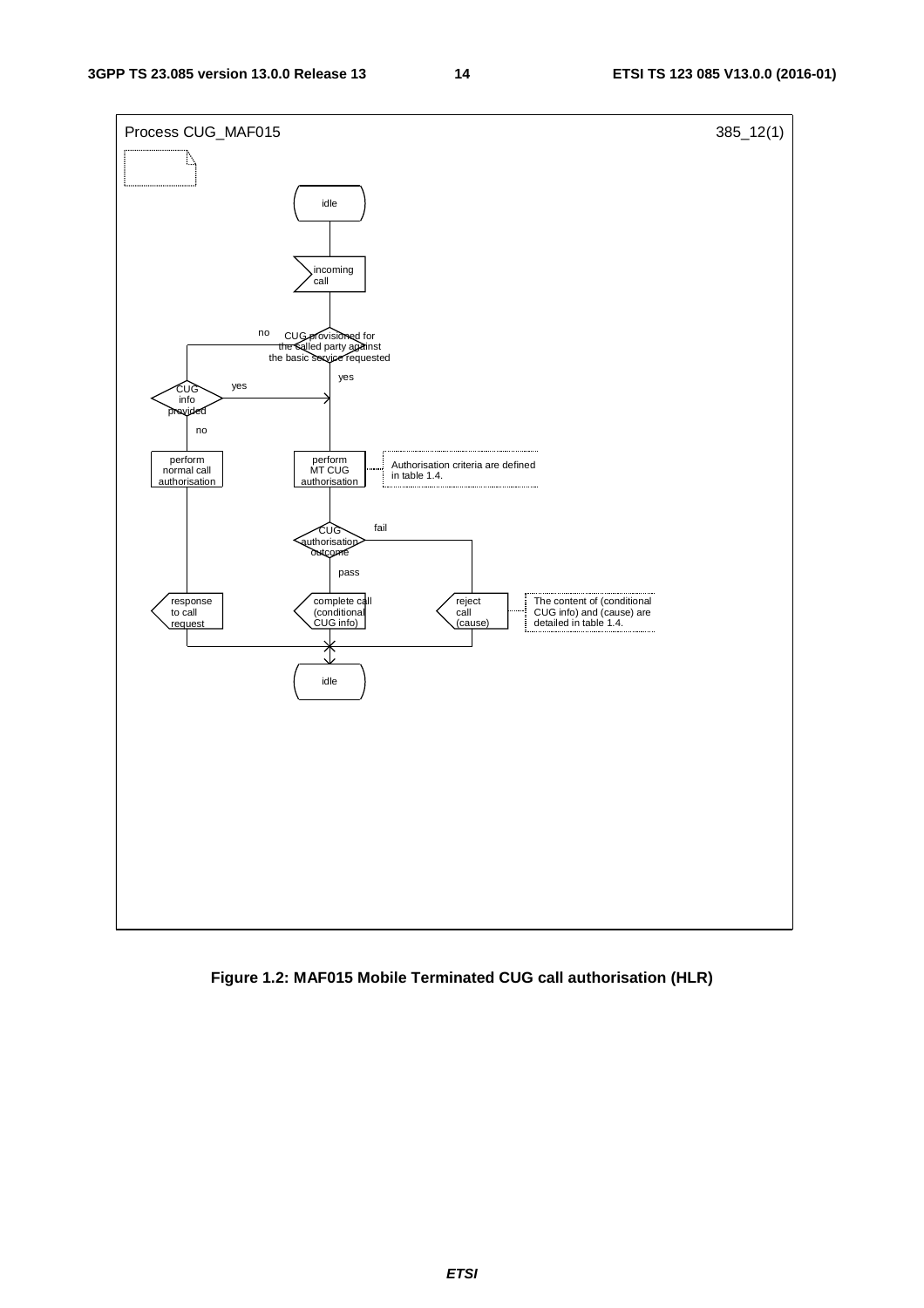Process CUG_MAF015 385_12(1)

idle

incoming call

CUG provisioned for the called party against the basic service requested

no

yes

CUG info provided

yes

no

perform normal call authorisation

perform MT CUG authorisation

Authorisation criteria are defined in table 1.4.

CUG authorisation outcome

fail

pass

response to call request

complete call (conditional CUG info)

reject call (cause)

The content of (conditional CUG info) and (cause) are detailed in table 1.4.

idle

**Figure 1.2: MAF015 Mobile Terminated CUG call authorisation (HLR)**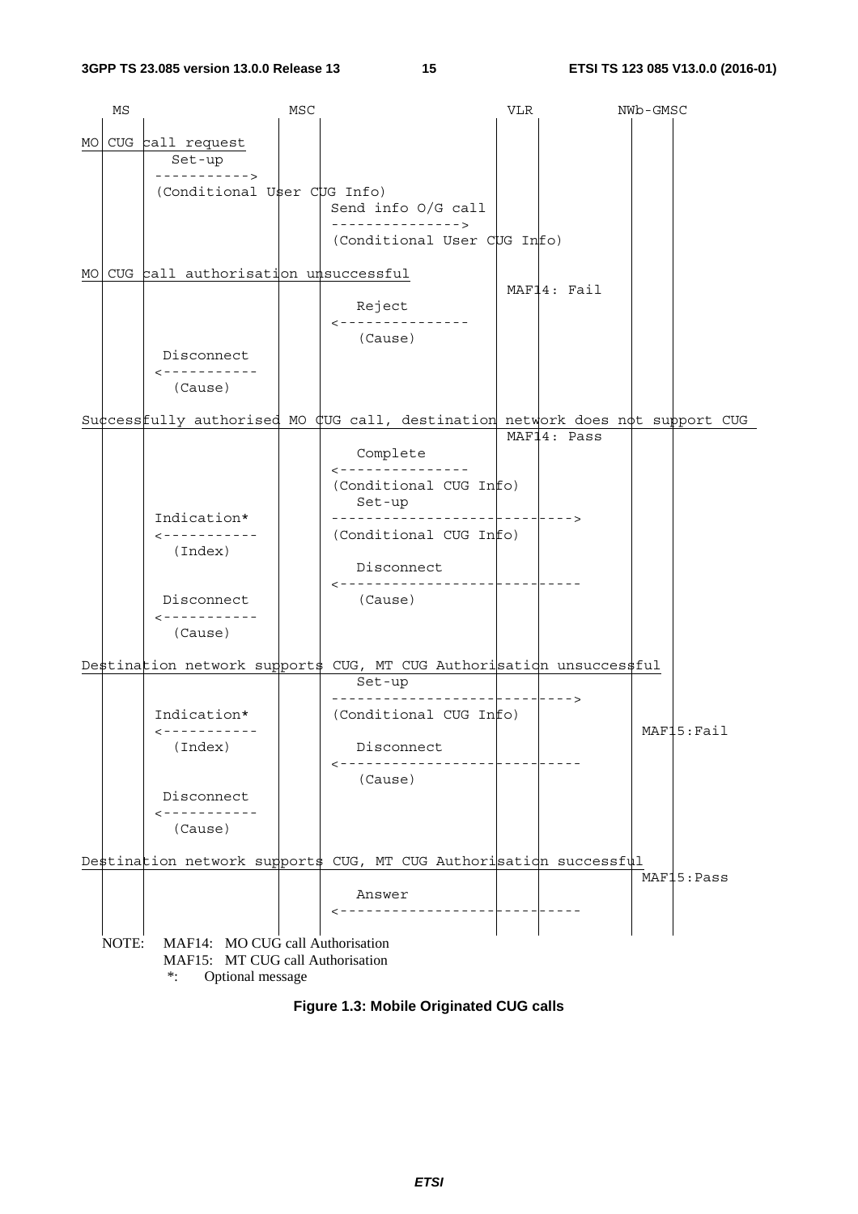```
   MS                    MSC                              VLR           NWb-GMSC

MO CUG call request
        Set-up
       ----------->
       (Conditional User CUG Info)
                               Send info O/G call
                               --------------->
                               (Conditional User CUG Info)

MO CUG call authorisation unsuccessful
                                                          MAF14: Fail
                                  Reject
                               <---------------
                                  (Cause)
        Disconnect
       <-----------
         (Cause)

Successfully authorised MO CUG call, destination network does not support CUG
                                                          MAF14: Pass
                                  Complete
                               <---------------
                               (Conditional CUG Info)
                                  Set-up
       Indication*             ---------------------------->
       <-----------            (Conditional CUG Info)
         (Index)
                                  Disconnect
                               <----------------------------
        Disconnect                (Cause)
       <-----------
         (Cause)

Destination network supports CUG, MT CUG Authorisation unsuccessful
                                  Set-up
                               ---------------------------->
       Indication*             (Conditional CUG Info)
       <-----------                                                   MAF15:Fail
         (Index)                  Disconnect
                               <----------------------------
                                  (Cause)
        Disconnect
       <-----------
         (Cause)

Destination network supports CUG, MT CUG Authorisation successful
                                                                      MAF15:Pass
                                  Answer
                               <----------------------------
```

NOTE: MAF14: MO CUG call Authorisation
MAF15: MT CUG call Authorisation
*: Optional message

**Figure 1.3: Mobile Originated CUG calls**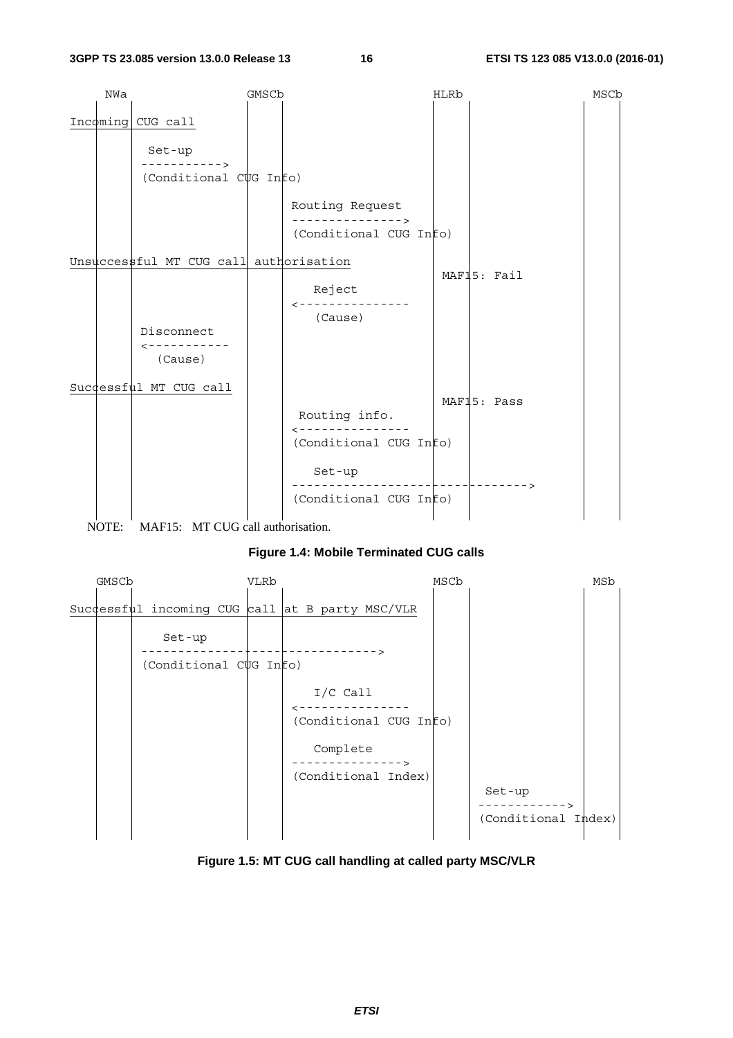```
    NWa                     GMSCb                          HLRb                        MSCb
     |      |               |    |                          |    |                      |  |
Incoming CUG call           |    |                          |    |                      |  |
     |      |               |    |                          |    |                      |  |
     |       Set-up         |    |                          |    |                      |  |
     |      ----------->    |    |                          |    |                      |  |
     |      (Conditional CUG Info)                          |    |                      |  |
     |      |               |    |                          |    |                      |  |
     |      |               |    | Routing Request          |    |                      |  |
     |      |               |    | --------------->         |    |                      |  |
     |      |               |    | (Conditional CUG Info)   |    |                      |  |
     |      |               |    |                          |    |                      |  |
Unsuccessful MT CUG call authorisation                      |    |                      |  |
     |      |               |    |                          MAF15: Fail                 |  |
     |      |               |    |    Reject                |    |                      |  |
     |      |               |    | <---------------         |    |                      |  |
     |      |               |    |    (Cause)               |    |                      |  |
     |      Disconnect      |    |                          |    |                      |  |
     |      <-----------    |    |                          |    |                      |  |
     |        (Cause)       |    |                          |    |                      |  |
     |      |               |    |                          |    |                      |  |
Successful MT CUG call      |    |                          |    |                      |  |
     |      |               |    |                          MAF15: Pass                 |  |
     |      |               |    |  Routing info.           |    |                      |  |
     |      |               |    | <---------------         |    |                      |  |
     |      |               |    | (Conditional CUG Info)   |    |                      |  |
     |      |               |    |                          |    |                      |  |
     |      |               |    |    Set-up                |    |                      |  |
     |      |               |    | -------------------------------------->              |  |
     |      |               |    | (Conditional CUG Info)   |    |                      |  |
     |      |               |    |                          |    |                      |  |
```

NOTE: MAF15: MT CUG call authorisation.

**Figure 1.4: Mobile Terminated CUG calls**

```
    GMSCb                   VLRb                           MSCb                        MSb
     |      |               |    |                          |    |                      |  |
Successful incoming CUG call at B party MSC/VLR             |    |                      |  |
     |      |               |    |                          |    |                      |  |
     |        Set-up        |    |                          |    |                      |  |
     |      -------------------------------->               |    |                      |  |
     |      (Conditional CUG Info)                          |    |                      |  |
     |      |               |    |                          |    |                      |  |
     |      |               |    |    I/C Call              |    |                      |  |
     |      |               |    | <---------------         |    |                      |  |
     |      |               |    | (Conditional CUG Info)   |    |                      |  |
     |      |               |    |                          |    |                      |  |
     |      |               |    |    Complete              |    |                      |  |
     |      |               |    | --------------->         |    |                      |  |
     |      |               |    | (Conditional Index)      |    |                      |  |
     |      |               |    |                          |    |  Set-up              |  |
     |      |               |    |                          |    | ------------>        |  |
     |      |               |    |                          |    | (Conditional Index)  |  |
     |      |               |    |                          |    |                      |  |
```

**Figure 1.5: MT CUG call handling at called party MSC/VLR**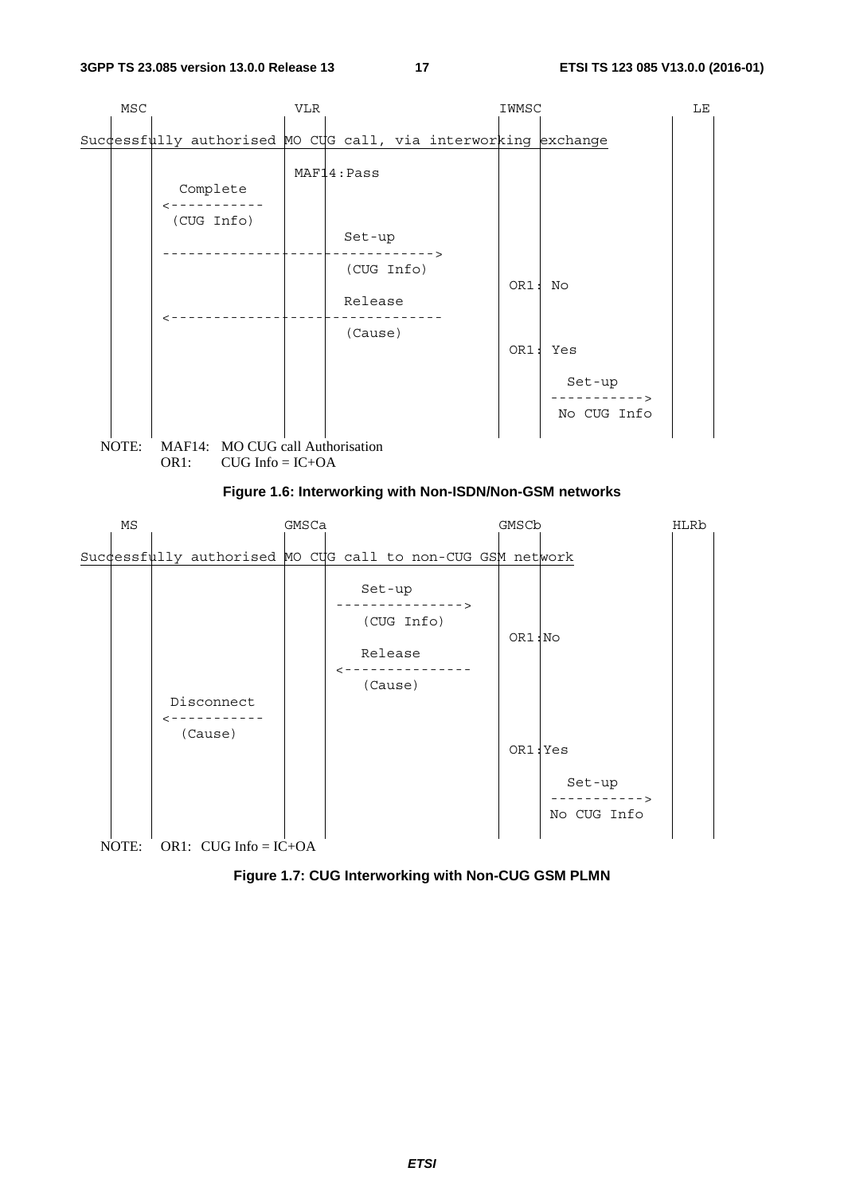```
  MSC                 VLR                           IWMSC                     LE
   |     |              |  |                          |     |                  |   |
Successfully authorised MO CUG call, via interworking exchange                 |   |
   |     |              |  |                          |     |                  |   |
   |     |              MAF14:Pass                    |     |                  |   |
   |     |   Complete   |  |                          |     |                  |   |
   |     |<-----------  |  |                          |     |                  |   |
   |     |  (CUG Info)  |  |                          |     |                  |   |
   |     |              |  |    Set-up                |     |                  |   |
   |     |-------------------------------->           |     |                  |   |
   |     |              |  |    (CUG Info)            |     |                  |   |
   |     |              |  |                          OR1: No                  |   |
   |     |              |  |    Release               |     |                  |   |
   |     |<--------------------------------           |     |                  |   |
   |     |              |  |    (Cause)               |     |                  |   |
   |     |              |  |                          OR1: Yes                 |   |
   |     |              |  |                          |     |                  |   |
   |     |              |  |                          |     |  Set-up          |   |
   |     |              |  |                          |     |----------->      |   |
   |     |              |  |                          |     |  No CUG Info     |   |
   |     |              |  |                          |     |                  |   |
```

NOTE: MAF14: MO CUG call Authorisation
OR1: CUG Info = IC+OA

**Figure 1.6: Interworking with Non-ISDN/Non-GSM networks**

```
  MS                 GMSCa                          GMSCb                     HLRb
   |     |              |  |                          |     |                  |   |
Successfully authorised MO CUG call to non-CUG GSM network                     |   |
   |     |              |  |                          |     |                  |   |
   |     |              |  |    Set-up                |     |                  |   |
   |     |              |  |--------------->          |     |                  |   |
   |     |              |  |    (CUG Info)            |     |                  |   |
   |     |              |  |                          OR1:No                   |   |
   |     |              |  |    Release               |     |                  |   |
   |     |              |  |<---------------          |     |                  |   |
   |     |              |  |    (Cause)               |     |                  |   |
   |     |  Disconnect  |  |                          |     |                  |   |
   |     |<-----------  |  |                          |     |                  |   |
   |     |   (Cause)    |  |                          |     |                  |   |
   |     |              |  |                          OR1:Yes                  |   |
   |     |              |  |                          |     |                  |   |
   |     |              |  |                          |     |  Set-up          |   |
   |     |              |  |                          |     |----------->      |   |
   |     |              |  |                          |     | No CUG Info      |   |
   |     |              |  |                          |     |                  |   |
```

NOTE: OR1: CUG Info = IC+OA

**Figure 1.7: CUG Interworking with Non-CUG GSM PLMN**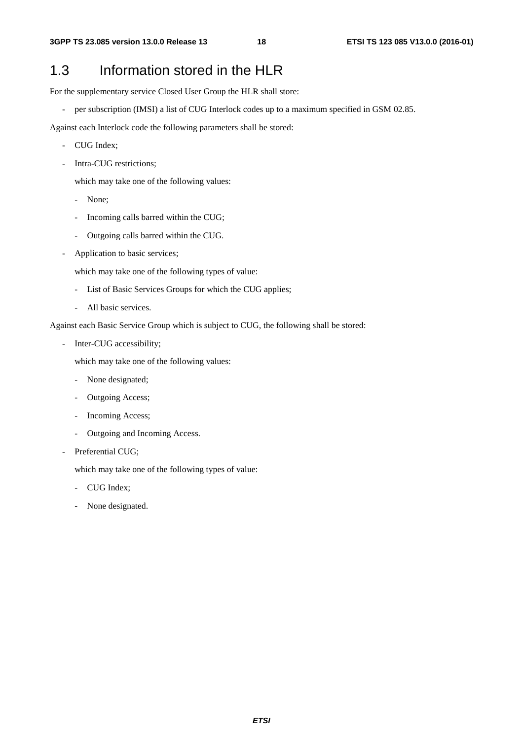## 1.3 Information stored in the HLR

For the supplementary service Closed User Group the HLR shall store:

- per subscription (IMSI) a list of CUG Interlock codes up to a maximum specified in GSM 02.85.

Against each Interlock code the following parameters shall be stored:

- CUG Index;
- Intra-CUG restrictions;

  which may take one of the following values:

  - None;
  - Incoming calls barred within the CUG;
  - Outgoing calls barred within the CUG.
- Application to basic services;

  which may take one of the following types of value:

  - List of Basic Services Groups for which the CUG applies;
  - All basic services.

Against each Basic Service Group which is subject to CUG, the following shall be stored:

- Inter-CUG accessibility;

  which may take one of the following values:

  - None designated;
  - Outgoing Access;
  - Incoming Access;
  - Outgoing and Incoming Access.
- Preferential CUG;

  which may take one of the following types of value:

  - CUG Index;
  - None designated.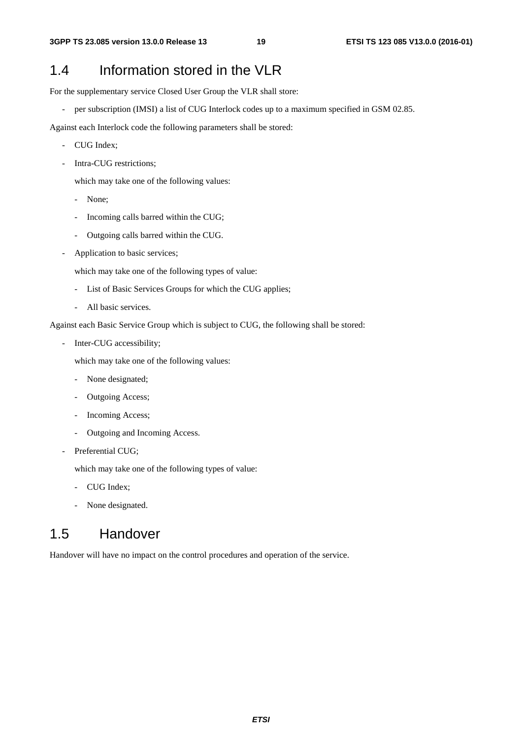## 1.4 Information stored in the VLR

For the supplementary service Closed User Group the VLR shall store:

- per subscription (IMSI) a list of CUG Interlock codes up to a maximum specified in GSM 02.85.

Against each Interlock code the following parameters shall be stored:

- CUG Index;
- Intra-CUG restrictions;

  which may take one of the following values:

  - None;
  - Incoming calls barred within the CUG;
  - Outgoing calls barred within the CUG.
- Application to basic services;

  which may take one of the following types of value:

  - List of Basic Services Groups for which the CUG applies;
  - All basic services.

Against each Basic Service Group which is subject to CUG, the following shall be stored:

- Inter-CUG accessibility;

  which may take one of the following values:

  - None designated;
  - Outgoing Access;
  - Incoming Access;
  - Outgoing and Incoming Access.
- Preferential CUG;

  which may take one of the following types of value:

  - CUG Index;
  - None designated.

## 1.5 Handover

Handover will have no impact on the control procedures and operation of the service.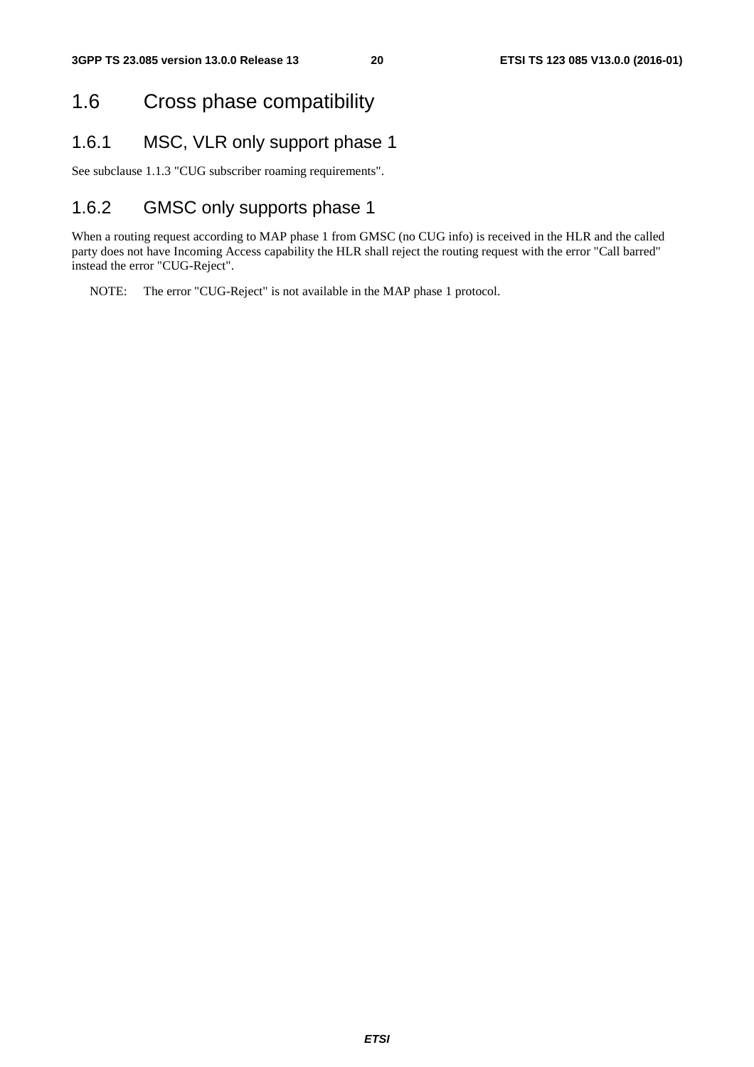# 1.6 Cross phase compatibility

## 1.6.1 MSC, VLR only support phase 1

See subclause 1.1.3 "CUG subscriber roaming requirements".

## 1.6.2 GMSC only supports phase 1

When a routing request according to MAP phase 1 from GMSC (no CUG info) is received in the HLR and the called party does not have Incoming Access capability the HLR shall reject the routing request with the error "Call barred" instead the error "CUG-Reject".

NOTE: The error "CUG-Reject" is not available in the MAP phase 1 protocol.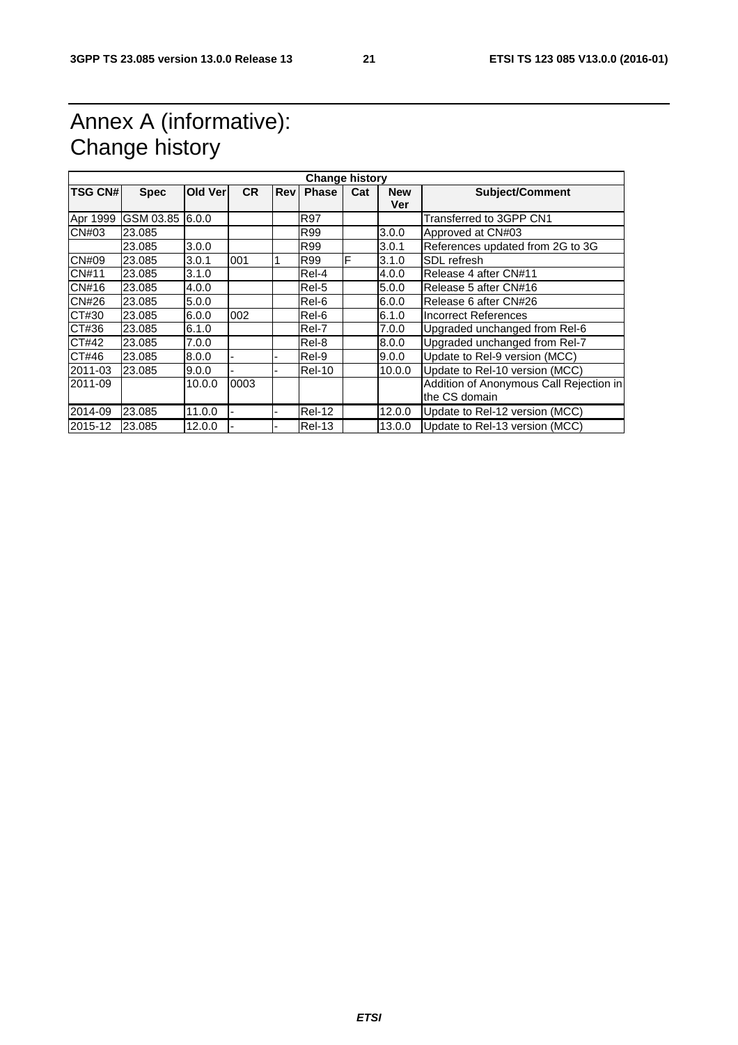# Annex A (informative): Change history

| Change history | | | | | | | | |
|---|---|---|---|---|---|---|---|---|
| **TSG CN#** | **Spec** | **Old Ver** | **CR** | **Rev** | **Phase** | **Cat** | **New Ver** | **Subject/Comment** |
| Apr 1999 | GSM 03.85 | 6.0.0 | | | R97 | | | Transferred to 3GPP CN1 |
| CN#03 | 23.085 | | | | R99 | | 3.0.0 | Approved at CN#03 |
| | 23.085 | 3.0.0 | | | R99 | | 3.0.1 | References updated from 2G to 3G |
| CN#09 | 23.085 | 3.0.1 | 001 | 1 | R99 | F | 3.1.0 | SDL refresh |
| CN#11 | 23.085 | 3.1.0 | | | Rel-4 | | 4.0.0 | Release 4 after CN#11 |
| CN#16 | 23.085 | 4.0.0 | | | Rel-5 | | 5.0.0 | Release 5 after CN#16 |
| CN#26 | 23.085 | 5.0.0 | | | Rel-6 | | 6.0.0 | Release 6 after CN#26 |
| CT#30 | 23.085 | 6.0.0 | 002 | | Rel-6 | | 6.1.0 | Incorrect References |
| CT#36 | 23.085 | 6.1.0 | | | Rel-7 | | 7.0.0 | Upgraded unchanged from Rel-6 |
| CT#42 | 23.085 | 7.0.0 | | | Rel-8 | | 8.0.0 | Upgraded unchanged from Rel-7 |
| CT#46 | 23.085 | 8.0.0 | - | - | Rel-9 | | 9.0.0 | Update to Rel-9 version (MCC) |
| 2011-03 | 23.085 | 9.0.0 | - | - | Rel-10 | | 10.0.0 | Update to Rel-10 version (MCC) |
| 2011-09 | | 10.0.0 | 0003 | | | | | Addition of Anonymous Call Rejection in the CS domain |
| 2014-09 | 23.085 | 11.0.0 | - | - | Rel-12 | | 12.0.0 | Update to Rel-12 version (MCC) |
| 2015-12 | 23.085 | 12.0.0 | - | - | Rel-13 | | 13.0.0 | Update to Rel-13 version (MCC) |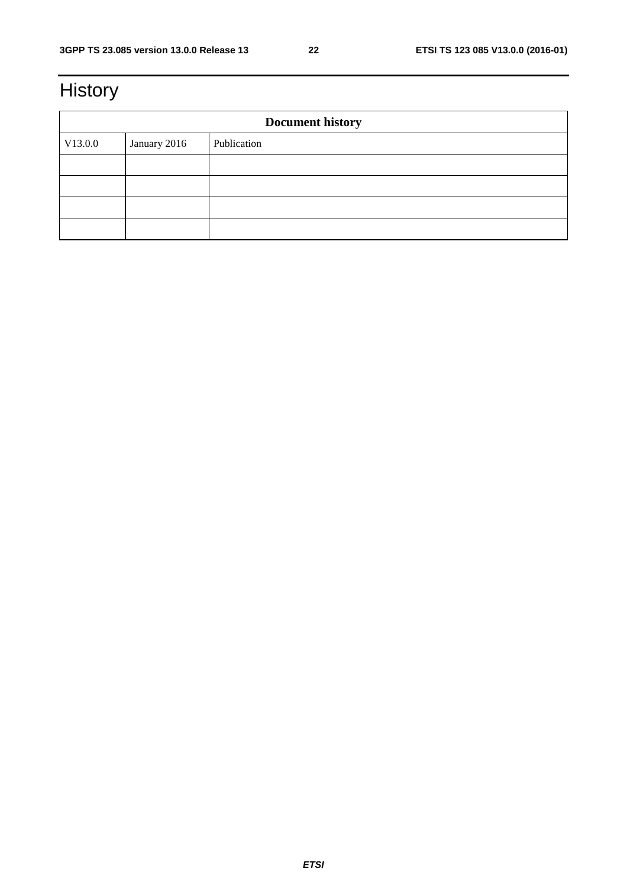# History

| Document history | | |
|---|---|---|
| V13.0.0 | January 2016 | Publication |
| | | |
| | | |
| | | |
| | | |